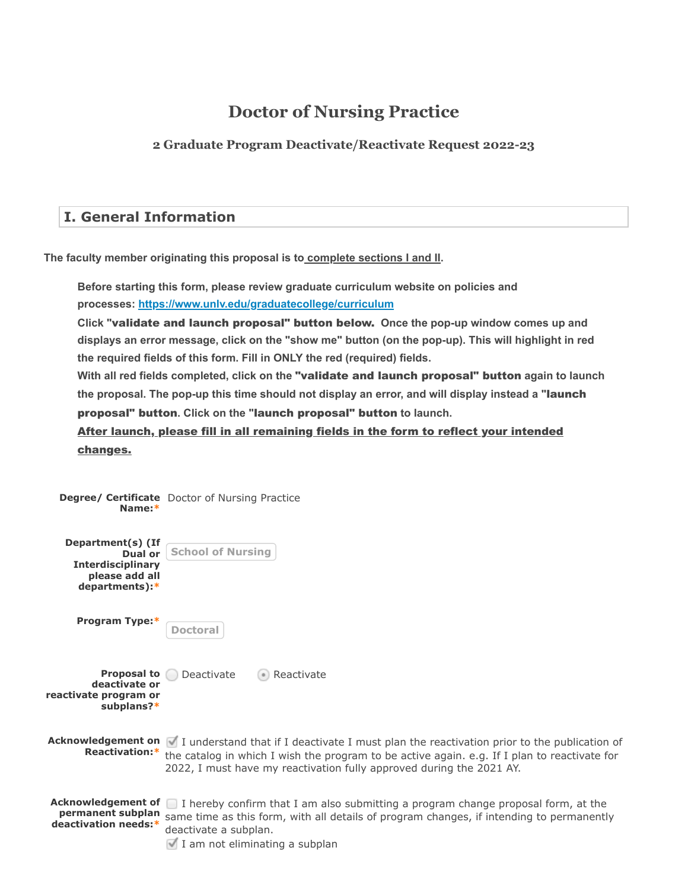# Doctor of Nursing Practice

### 2 Graduate Program Deactivate/Reactivate Request 2022-23

## I. General Information

**The faculty member originating this proposal is to complete sections I and II.**

**Before starting this form, please review graduate curriculum website on policies and processes: https://www.unlv.edu/graduatecollege/curriculum**

**Click "validate and launch proposal" button below. Once the pop-up window comes up and displays an error message, click on the "show me" button (on the pop-up). This will highlight in red the required fields of this form. Fill in ONLY the red (required) fields.**

**With all red fields completed, click on the "validate and launch proposal" button again to launch the proposal. The pop-up this time should not display an error, and will display instead a "launch proposal" button. Click on the "launch proposal" button to launch.**

**After launch, please fill in all remaining fields in the form to reflect your intended changes.**

**Degree/ Certificate Name:*** Doctor of Nursing Practice

**Department(s) (If Dual or Interdisciplinary please add all departments):*** School of Nursing

**Program Type:*** Doctoral

**Proposal to deactivate or reactivate program or subplans?***
- ☐ Deactivate
- ◉ Reactivate

**Acknowledgement on Reactivation:***
- ☑ I understand that if I deactivate I must plan the reactivation prior to the publication of the catalog in which I wish the program to be active again. e.g. If I plan to reactivate for 2022, I must have my reactivation fully approved during the 2021 AY.

**Acknowledgement of permanent subplan deactivation needs:***
- ☐ I hereby confirm that I am also submitting a program change proposal form, at the same time as this form, with all details of program changes, if intending to permanently deactivate a subplan.
- ☑ I am not eliminating a subplan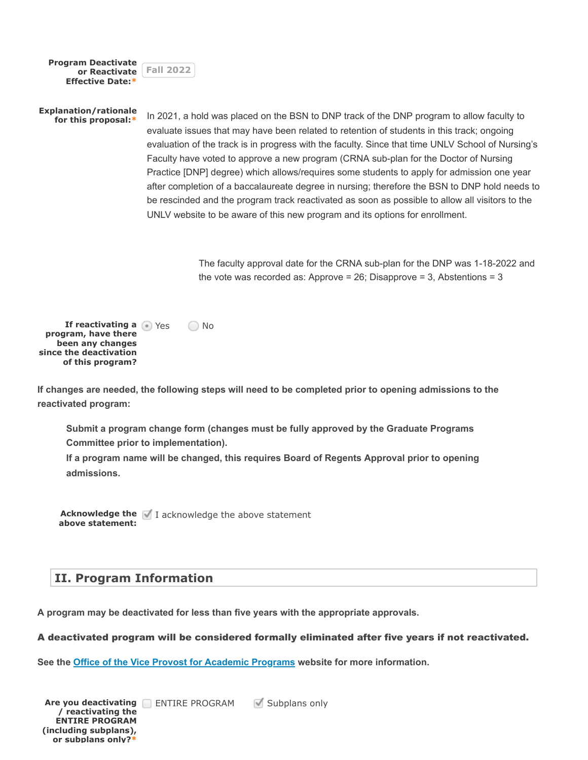**Program Deactivate or Reactivate Effective Date:*** Fall 2022

**Explanation/rationale for this proposal:*** In 2021, a hold was placed on the BSN to DNP track of the DNP program to allow faculty to evaluate issues that may have been related to retention of students in this track; ongoing evaluation of the track is in progress with the faculty. Since that time UNLV School of Nursing's Faculty have voted to approve a new program (CRNA sub-plan for the Doctor of Nursing Practice [DNP] degree) which allows/requires some students to apply for admission one year after completion of a baccalaureate degree in nursing; therefore the BSN to DNP hold needs to be rescinded and the program track reactivated as soon as possible to allow all visitors to the UNLV website to be aware of this new program and its options for enrollment.

The faculty approval date for the CRNA sub-plan for the DNP was 1-18-2022 and the vote was recorded as: Approve = 26; Disapprove = 3, Abstentions = 3

**If reactivating a program, have there been any changes since the deactivation of this program?** (•) Yes ( ) No

**If changes are needed, the following steps will need to be completed prior to opening admissions to the reactivated program:**

> **Submit a program change form (changes must be fully approved by the Graduate Programs Committee prior to implementation).**
> **If a program name will be changed, this requires Board of Regents Approval prior to opening admissions.**

**Acknowledge the above statement:** [x] I acknowledge the above statement

## II. Program Information

**A program may be deactivated for less than five years with the appropriate approvals.**

**A deactivated program will be considered formally eliminated after five years if not reactivated.**

**See the Office of the Vice Provost for Academic Programs website for more information.**

**Are you deactivating / reactivating the ENTIRE PROGRAM (including subplans), or subplans only?*** [ ] ENTIRE PROGRAM [x] Subplans only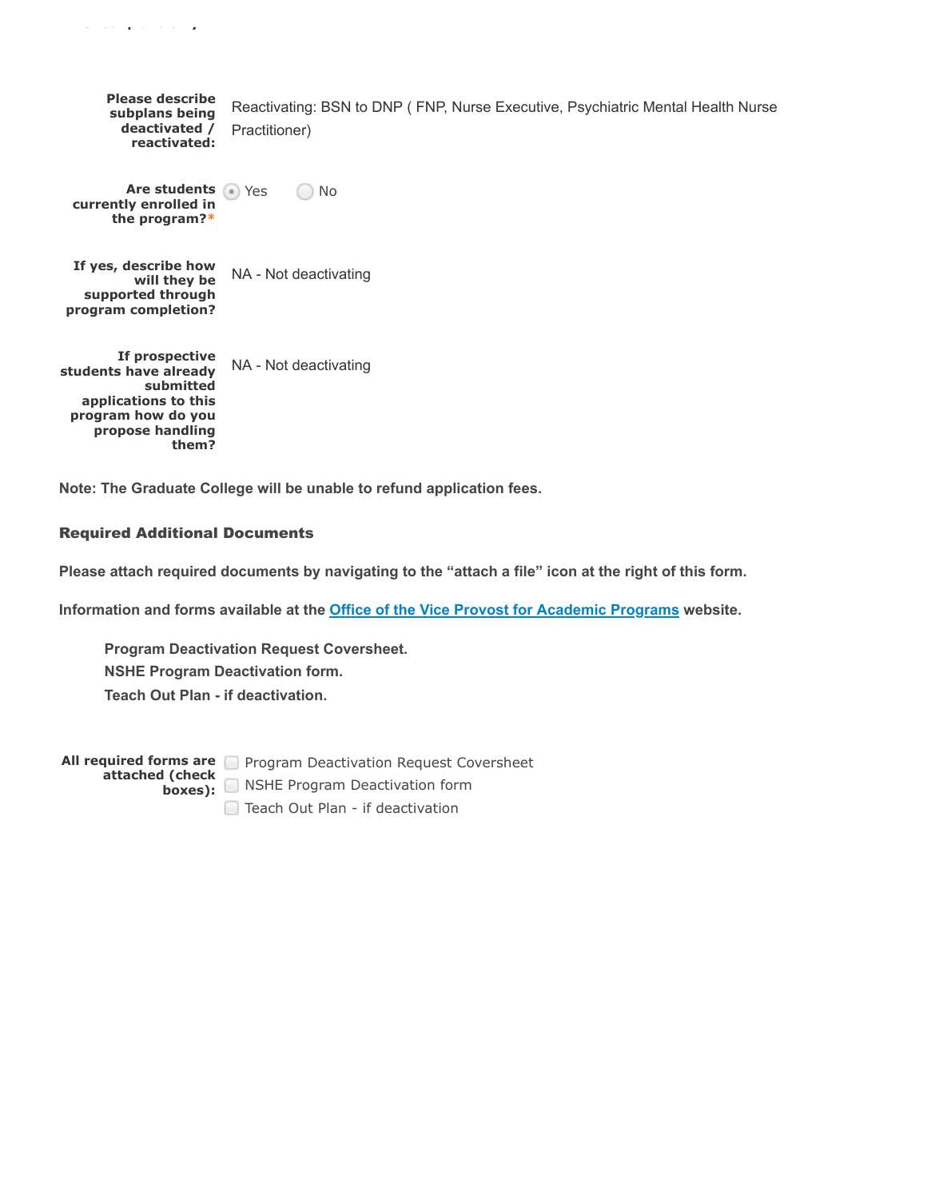**Please describe subplans being deactivated / reactivated:** Reactivating: BSN to DNP ( FNP, Nurse Executive, Psychiatric Mental Health Nurse Practitioner)

**Are students currently enrolled in the program?*** (x) Yes ( ) No

**If yes, describe how will they be supported through program completion?** NA - Not deactivating

**If prospective students have already submitted applications to this program how do you propose handling them?** NA - Not deactivating

**Note: The Graduate College will be unable to refund application fees.**

### Required Additional Documents

**Please attach required documents by navigating to the "attach a file" icon at the right of this form.**

**Information and forms available at the [Office of the Vice Provost for Academic Programs](#) website.**

- **Program Deactivation Request Coversheet.**
- **NSHE Program Deactivation form.**
- **Teach Out Plan - if deactivation.**

**All required forms are attached (check boxes):**

- [ ] Program Deactivation Request Coversheet
- [ ] NSHE Program Deactivation form
- [ ] Teach Out Plan - if deactivation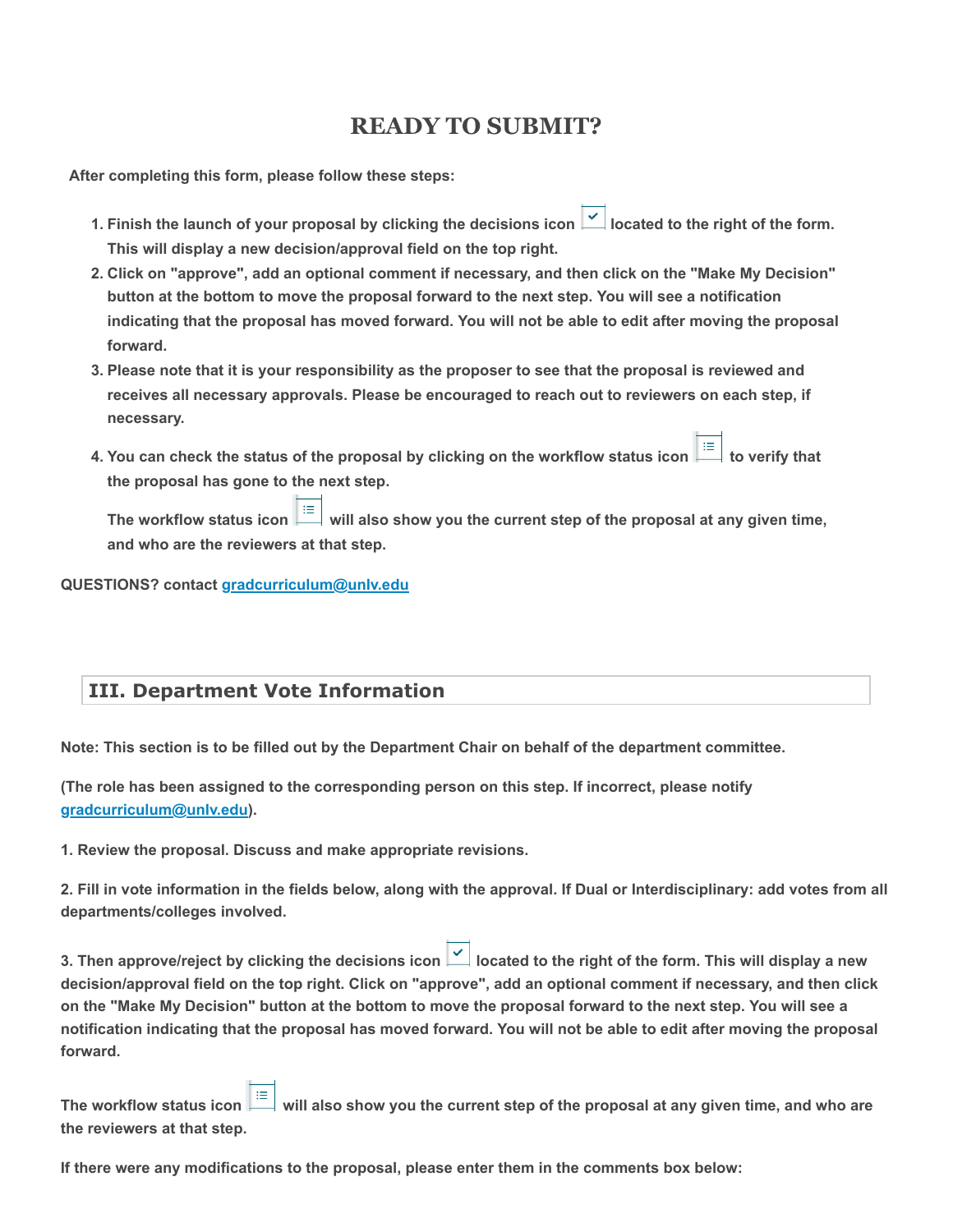# READY TO SUBMIT?

**After completing this form, please follow these steps:**

1. **Finish the launch of your proposal by clicking the decisions icon located to the right of the form. This will display a new decision/approval field on the top right.**
2. **Click on "approve", add an optional comment if necessary, and then click on the "Make My Decision" button at the bottom to move the proposal forward to the next step. You will see a notification indicating that the proposal has moved forward. You will not be able to edit after moving the proposal forward.**
3. **Please note that it is your responsibility as the proposer to see that the proposal is reviewed and receives all necessary approvals. Please be encouraged to reach out to reviewers on each step, if necessary.**
4. **You can check the status of the proposal by clicking on the workflow status icon to verify that the proposal has gone to the next step.**

   **The workflow status icon will also show you the current step of the proposal at any given time, and who are the reviewers at that step.**

**QUESTIONS? contact [gradcurriculum@unlv.edu](mailto:gradcurriculum@unlv.edu)**

## III. Department Vote Information

**Note: This section is to be filled out by the Department Chair on behalf of the department committee.**

**(The role has been assigned to the corresponding person on this step. If incorrect, please notify [gradcurriculum@unlv.edu](mailto:gradcurriculum@unlv.edu)).**

**1. Review the proposal. Discuss and make appropriate revisions.**

**2. Fill in vote information in the fields below, along with the approval. If Dual or Interdisciplinary: add votes from all departments/colleges involved.**

**3. Then approve/reject by clicking the decisions icon located to the right of the form. This will display a new decision/approval field on the top right. Click on "approve", add an optional comment if necessary, and then click on the "Make My Decision" button at the bottom to move the proposal forward to the next step. You will see a notification indicating that the proposal has moved forward. You will not be able to edit after moving the proposal forward.**

**The workflow status icon will also show you the current step of the proposal at any given time, and who are the reviewers at that step.**

**If there were any modifications to the proposal, please enter them in the comments box below:**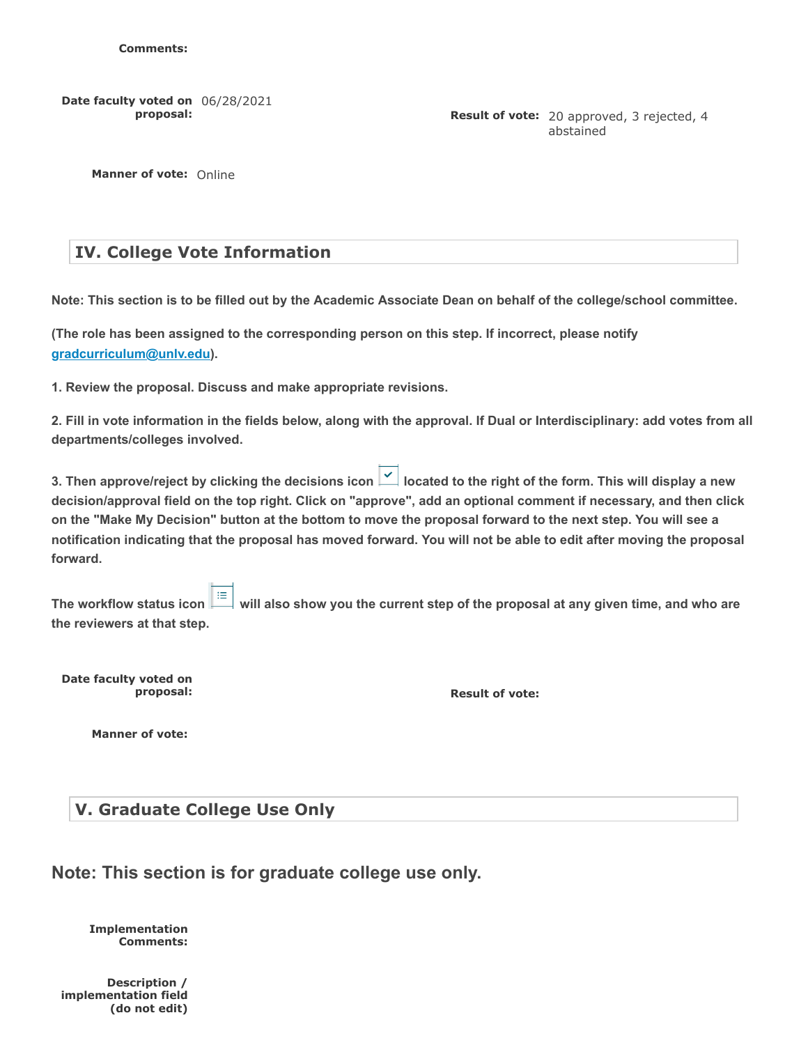**Comments:**

**Date faculty voted on proposal:** 06/28/2021

**Result of vote:** 20 approved, 3 rejected, 4 abstained

**Manner of vote:** Online

## IV. College Vote Information

**Note: This section is to be filled out by the Academic Associate Dean on behalf of the college/school committee.**

**(The role has been assigned to the corresponding person on this step. If incorrect, please notify [gradcurriculum@unlv.edu](mailto:gradcurriculum@unlv.edu)).**

**1. Review the proposal. Discuss and make appropriate revisions.**

**2. Fill in vote information in the fields below, along with the approval. If Dual or Interdisciplinary: add votes from all departments/colleges involved.**

**3. Then approve/reject by clicking the decisions icon located to the right of the form. This will display a new decision/approval field on the top right. Click on "approve", add an optional comment if necessary, and then click on the "Make My Decision" button at the bottom to move the proposal forward to the next step. You will see a notification indicating that the proposal has moved forward. You will not be able to edit after moving the proposal forward.**

**The workflow status icon will also show you the current step of the proposal at any given time, and who are the reviewers at that step.**

**Date faculty voted on proposal:**

**Result of vote:**

**Manner of vote:**

## V. Graduate College Use Only

## Note: This section is for graduate college use only.

**Implementation Comments:**

**Description / implementation field (do not edit)**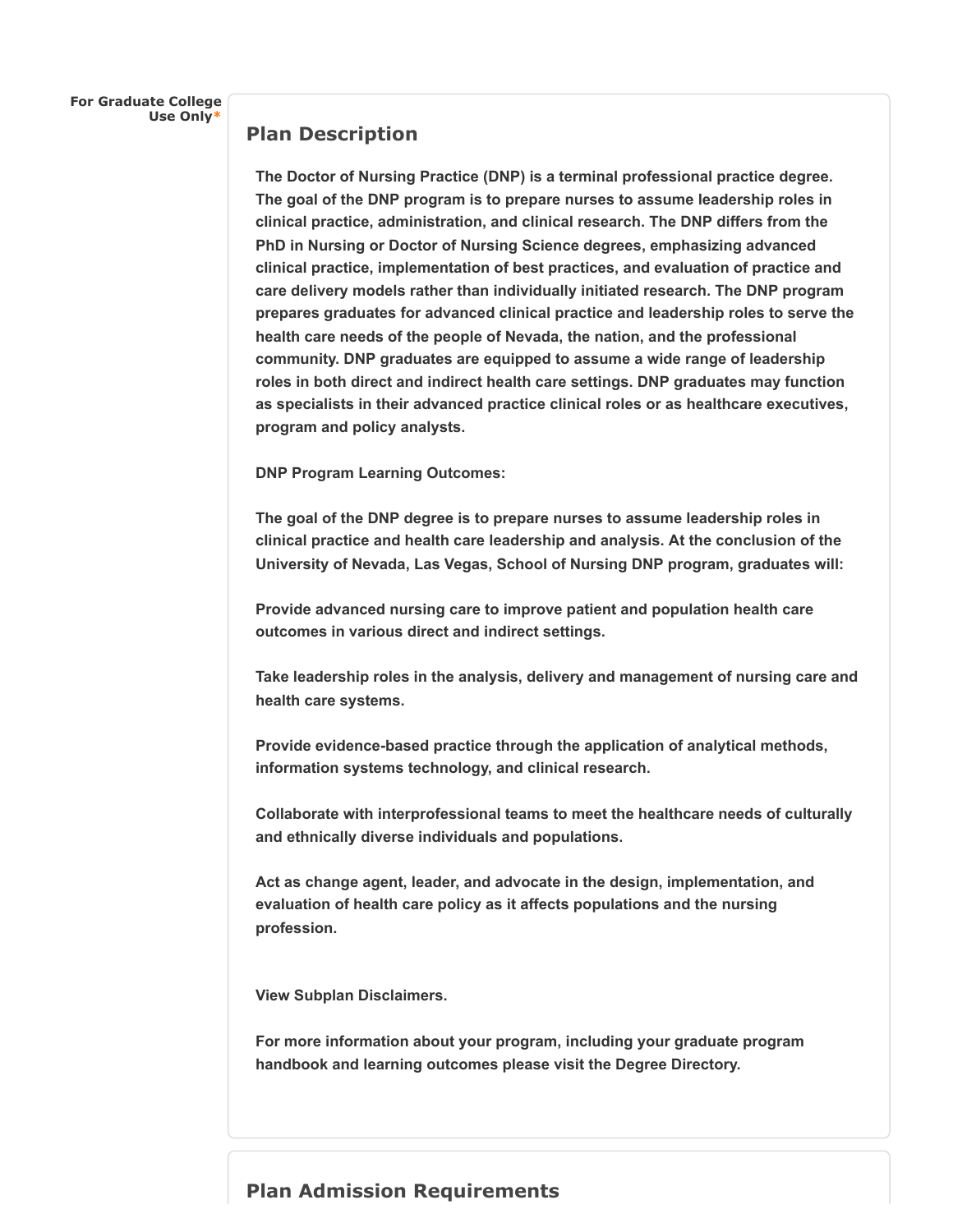**For Graduate College Use Only***

## Plan Description

**The Doctor of Nursing Practice (DNP) is a terminal professional practice degree. The goal of the DNP program is to prepare nurses to assume leadership roles in clinical practice, administration, and clinical research. The DNP differs from the PhD in Nursing or Doctor of Nursing Science degrees, emphasizing advanced clinical practice, implementation of best practices, and evaluation of practice and care delivery models rather than individually initiated research. The DNP program prepares graduates for advanced clinical practice and leadership roles to serve the health care needs of the people of Nevada, the nation, and the professional community. DNP graduates are equipped to assume a wide range of leadership roles in both direct and indirect health care settings. DNP graduates may function as specialists in their advanced practice clinical roles or as healthcare executives, program and policy analysts.**

**DNP Program Learning Outcomes:**

**The goal of the DNP degree is to prepare nurses to assume leadership roles in clinical practice and health care leadership and analysis. At the conclusion of the University of Nevada, Las Vegas, School of Nursing DNP program, graduates will:**

**Provide advanced nursing care to improve patient and population health care outcomes in various direct and indirect settings.**

**Take leadership roles in the analysis, delivery and management of nursing care and health care systems.**

**Provide evidence-based practice through the application of analytical methods, information systems technology, and clinical research.**

**Collaborate with interprofessional teams to meet the healthcare needs of culturally and ethnically diverse individuals and populations.**

**Act as change agent, leader, and advocate in the design, implementation, and evaluation of health care policy as it affects populations and the nursing profession.**

**View Subplan Disclaimers.**

**For more information about your program, including your graduate program handbook and learning outcomes please visit the Degree Directory.**

## Plan Admission Requirements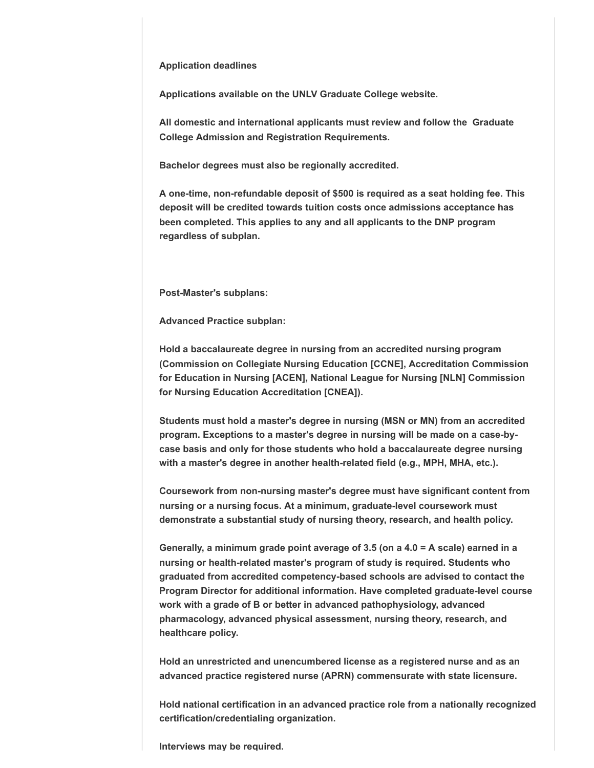**Application deadlines**

**Applications available on the UNLV Graduate College website.**

**All domestic and international applicants must review and follow the  Graduate College Admission and Registration Requirements.**

**Bachelor degrees must also be regionally accredited.**

**A one-time, non-refundable deposit of $500 is required as a seat holding fee. This deposit will be credited towards tuition costs once admissions acceptance has been completed. This applies to any and all applicants to the DNP program regardless of subplan.**

**Post-Master's subplans:**

**Advanced Practice subplan:**

**Hold a baccalaureate degree in nursing from an accredited nursing program (Commission on Collegiate Nursing Education [CCNE], Accreditation Commission for Education in Nursing [ACEN], National League for Nursing [NLN] Commission for Nursing Education Accreditation [CNEA]).**

**Students must hold a master's degree in nursing (MSN or MN) from an accredited program. Exceptions to a master's degree in nursing will be made on a case-by-case basis and only for those students who hold a baccalaureate degree nursing with a master's degree in another health-related field (e.g., MPH, MHA, etc.).**

**Coursework from non-nursing master's degree must have significant content from nursing or a nursing focus. At a minimum, graduate-level coursework must demonstrate a substantial study of nursing theory, research, and health policy.**

**Generally, a minimum grade point average of 3.5 (on a 4.0 = A scale) earned in a nursing or health-related master's program of study is required. Students who graduated from accredited competency-based schools are advised to contact the Program Director for additional information. Have completed graduate-level course work with a grade of B or better in advanced pathophysiology, advanced pharmacology, advanced physical assessment, nursing theory, research, and healthcare policy.**

**Hold an unrestricted and unencumbered license as a registered nurse and as an advanced practice registered nurse (APRN) commensurate with state licensure.**

**Hold national certification in an advanced practice role from a nationally recognized certification/credentialing organization.**

**Interviews may be required.**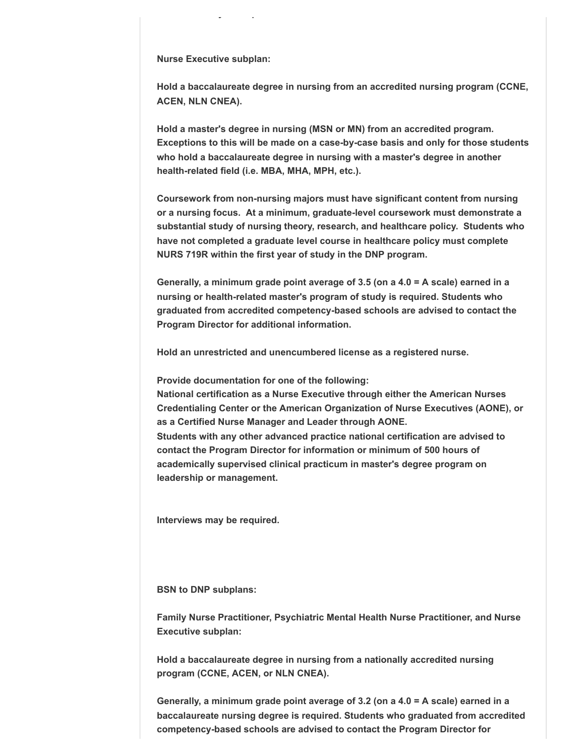**Nurse Executive subplan:**

**Hold a baccalaureate degree in nursing from an accredited nursing program (CCNE, ACEN, NLN CNEA).**

**Hold a master's degree in nursing (MSN or MN) from an accredited program. Exceptions to this will be made on a case-by-case basis and only for those students who hold a baccalaureate degree in nursing with a master's degree in another health-related field (i.e. MBA, MHA, MPH, etc.).**

**Coursework from non-nursing majors must have significant content from nursing or a nursing focus. At a minimum, graduate-level coursework must demonstrate a substantial study of nursing theory, research, and healthcare policy. Students who have not completed a graduate level course in healthcare policy must complete NURS 719R within the first year of study in the DNP program.**

**Generally, a minimum grade point average of 3.5 (on a 4.0 = A scale) earned in a nursing or health-related master's program of study is required. Students who graduated from accredited competency-based schools are advised to contact the Program Director for additional information.**

**Hold an unrestricted and unencumbered license as a registered nurse.**

**Provide documentation for one of the following:**
**National certification as a Nurse Executive through either the American Nurses Credentialing Center or the American Organization of Nurse Executives (AONE), or as a Certified Nurse Manager and Leader through AONE.**
**Students with any other advanced practice national certification are advised to contact the Program Director for information or minimum of 500 hours of academically supervised clinical practicum in master's degree program on leadership or management.**

**Interviews may be required.**

**BSN to DNP subplans:**

**Family Nurse Practitioner, Psychiatric Mental Health Nurse Practitioner, and Nurse Executive subplan:**

**Hold a baccalaureate degree in nursing from a nationally accredited nursing program (CCNE, ACEN, or NLN CNEA).**

**Generally, a minimum grade point average of 3.2 (on a 4.0 = A scale) earned in a baccalaureate nursing degree is required. Students who graduated from accredited competency-based schools are advised to contact the Program Director for**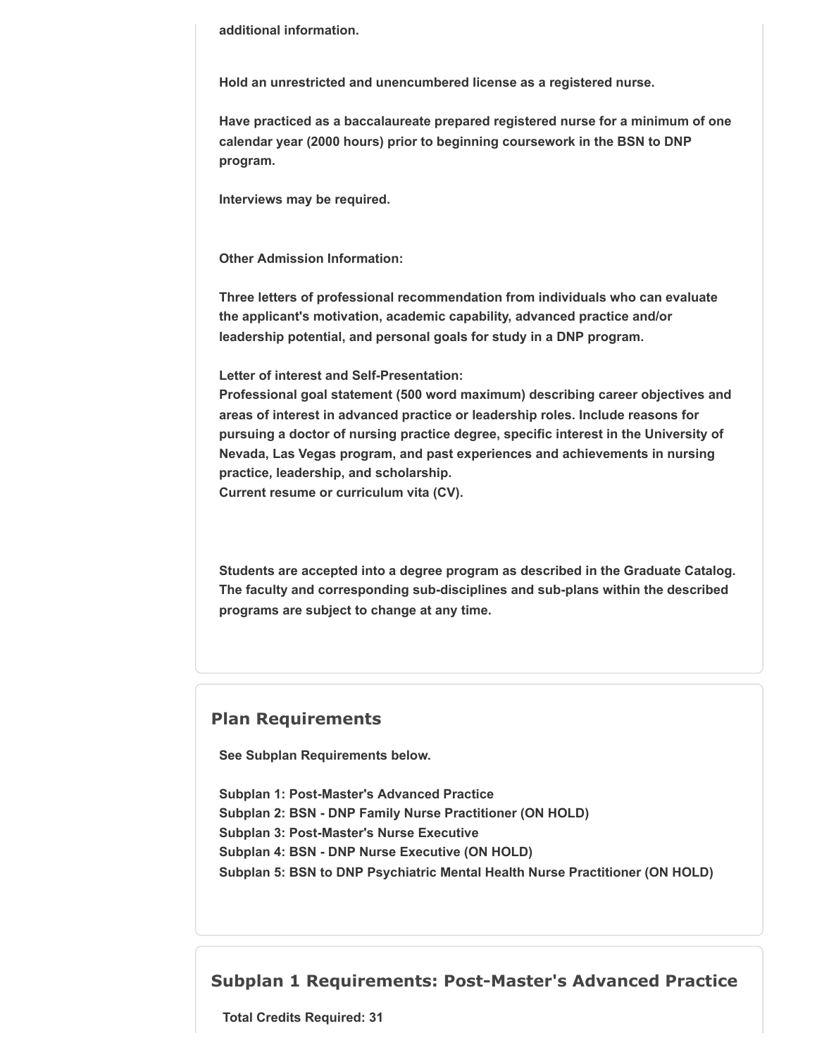**additional information.**

**Hold an unrestricted and unencumbered license as a registered nurse.**

**Have practiced as a baccalaureate prepared registered nurse for a minimum of one calendar year (2000 hours) prior to beginning coursework in the BSN to DNP program.**

**Interviews may be required.**

**Other Admission Information:**

**Three letters of professional recommendation from individuals who can evaluate the applicant's motivation, academic capability, advanced practice and/or leadership potential, and personal goals for study in a DNP program.**

**Letter of interest and Self-Presentation:**
**Professional goal statement (500 word maximum) describing career objectives and areas of interest in advanced practice or leadership roles. Include reasons for pursuing a doctor of nursing practice degree, specific interest in the University of Nevada, Las Vegas program, and past experiences and achievements in nursing practice, leadership, and scholarship.**
**Current resume or curriculum vita (CV).**

**Students are accepted into a degree program as described in the Graduate Catalog. The faculty and corresponding sub-disciplines and sub-plans within the described programs are subject to change at any time.**

## Plan Requirements

**See Subplan Requirements below.**

**Subplan 1: Post-Master's Advanced Practice**
**Subplan 2: BSN - DNP Family Nurse Practitioner (ON HOLD)**
**Subplan 3: Post-Master's Nurse Executive**
**Subplan 4: BSN - DNP Nurse Executive (ON HOLD)**
**Subplan 5: BSN to DNP Psychiatric Mental Health Nurse Practitioner (ON HOLD)**

## Subplan 1 Requirements: Post-Master's Advanced Practice

**Total Credits Required: 31**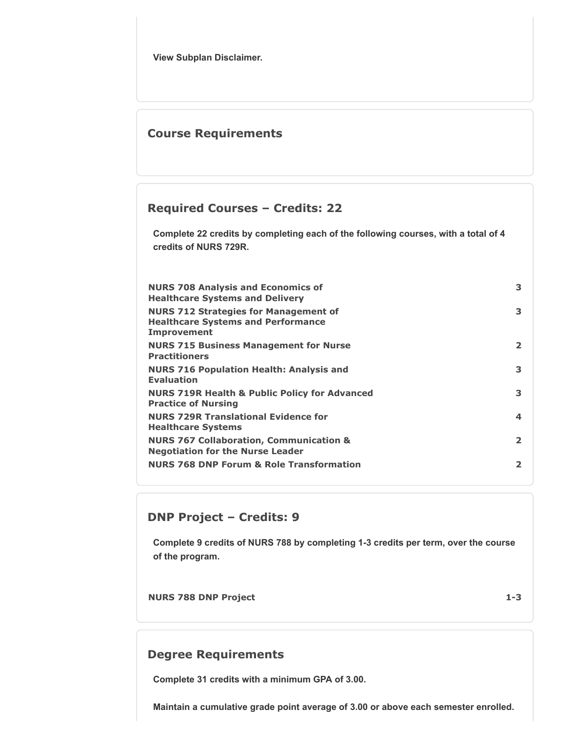**View Subplan Disclaimer.**

## Course Requirements

## Required Courses – Credits: 22

**Complete 22 credits by completing each of the following courses, with a total of 4 credits of NURS 729R.**

| Course | Credits |
| --- | --- |
| **NURS 708 Analysis and Economics of Healthcare Systems and Delivery** | 3 |
| **NURS 712 Strategies for Management of Healthcare Systems and Performance Improvement** | 3 |
| **NURS 715 Business Management for Nurse Practitioners** | 2 |
| **NURS 716 Population Health: Analysis and Evaluation** | 3 |
| **NURS 719R Health & Public Policy for Advanced Practice of Nursing** | 3 |
| **NURS 729R Translational Evidence for Healthcare Systems** | 4 |
| **NURS 767 Collaboration, Communication & Negotiation for the Nurse Leader** | 2 |
| **NURS 768 DNP Forum & Role Transformation** | 2 |

## DNP Project – Credits: 9

**Complete 9 credits of NURS 788 by completing 1-3 credits per term, over the course of the program.**

| Course | Credits |
| --- | --- |
| **NURS 788 DNP Project** | 1-3 |

## Degree Requirements

**Complete 31 credits with a minimum GPA of 3.00.**

**Maintain a cumulative grade point average of 3.00 or above each semester enrolled.**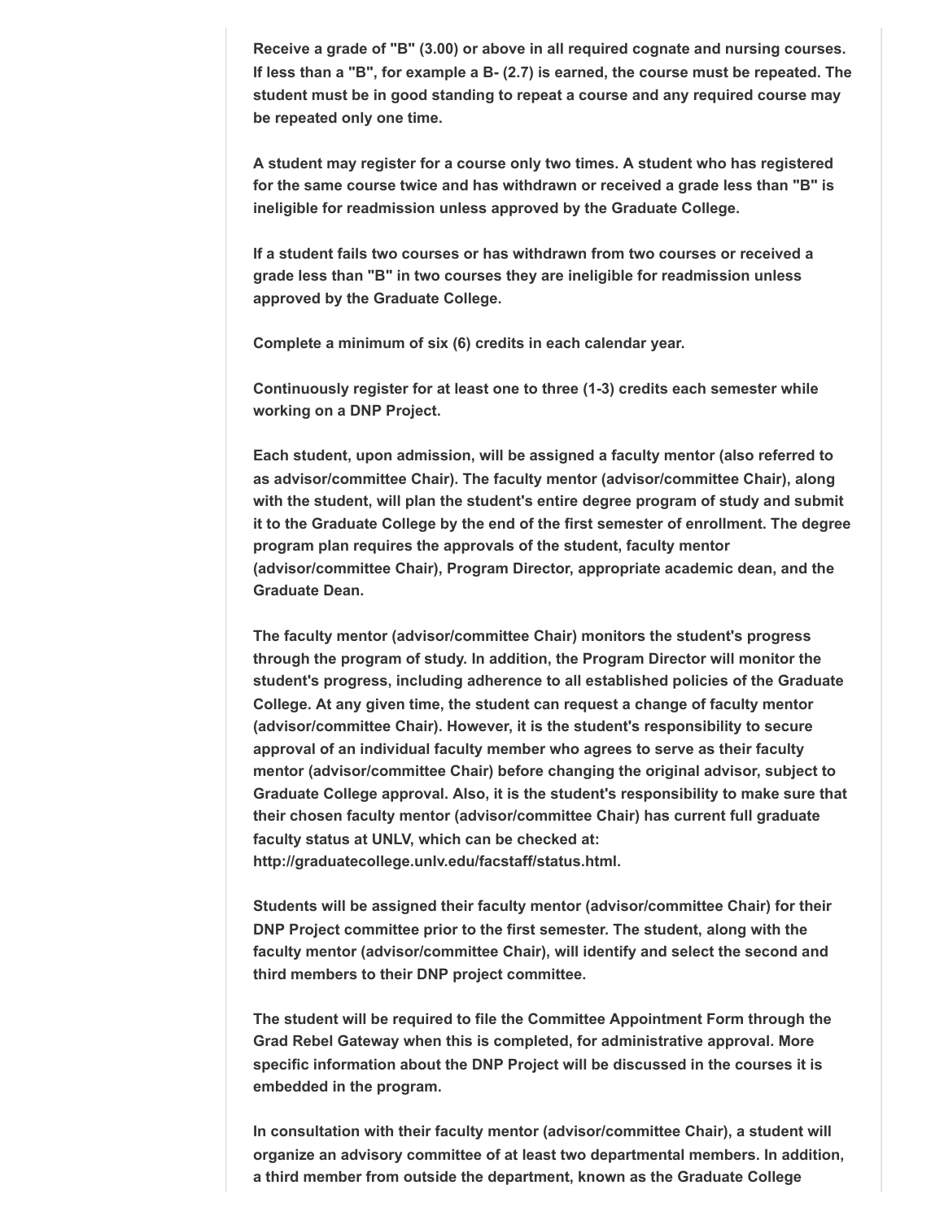**Receive a grade of "B" (3.00) or above in all required cognate and nursing courses. If less than a "B", for example a B- (2.7) is earned, the course must be repeated. The student must be in good standing to repeat a course and any required course may be repeated only one time.**

**A student may register for a course only two times. A student who has registered for the same course twice and has withdrawn or received a grade less than "B" is ineligible for readmission unless approved by the Graduate College.**

**If a student fails two courses or has withdrawn from two courses or received a grade less than "B" in two courses they are ineligible for readmission unless approved by the Graduate College.**

**Complete a minimum of six (6) credits in each calendar year.**

**Continuously register for at least one to three (1-3) credits each semester while working on a DNP Project.**

**Each student, upon admission, will be assigned a faculty mentor (also referred to as advisor/committee Chair). The faculty mentor (advisor/committee Chair), along with the student, will plan the student's entire degree program of study and submit it to the Graduate College by the end of the first semester of enrollment. The degree program plan requires the approvals of the student, faculty mentor (advisor/committee Chair), Program Director, appropriate academic dean, and the Graduate Dean.**

**The faculty mentor (advisor/committee Chair) monitors the student's progress through the program of study. In addition, the Program Director will monitor the student's progress, including adherence to all established policies of the Graduate College. At any given time, the student can request a change of faculty mentor (advisor/committee Chair). However, it is the student's responsibility to secure approval of an individual faculty member who agrees to serve as their faculty mentor (advisor/committee Chair) before changing the original advisor, subject to Graduate College approval. Also, it is the student's responsibility to make sure that their chosen faculty mentor (advisor/committee Chair) has current full graduate faculty status at UNLV, which can be checked at: http://graduatecollege.unlv.edu/facstaff/status.html.**

**Students will be assigned their faculty mentor (advisor/committee Chair) for their DNP Project committee prior to the first semester. The student, along with the faculty mentor (advisor/committee Chair), will identify and select the second and third members to their DNP project committee.**

**The student will be required to file the Committee Appointment Form through the Grad Rebel Gateway when this is completed, for administrative approval. More specific information about the DNP Project will be discussed in the courses it is embedded in the program.**

**In consultation with their faculty mentor (advisor/committee Chair), a student will organize an advisory committee of at least two departmental members. In addition, a third member from outside the department, known as the Graduate College**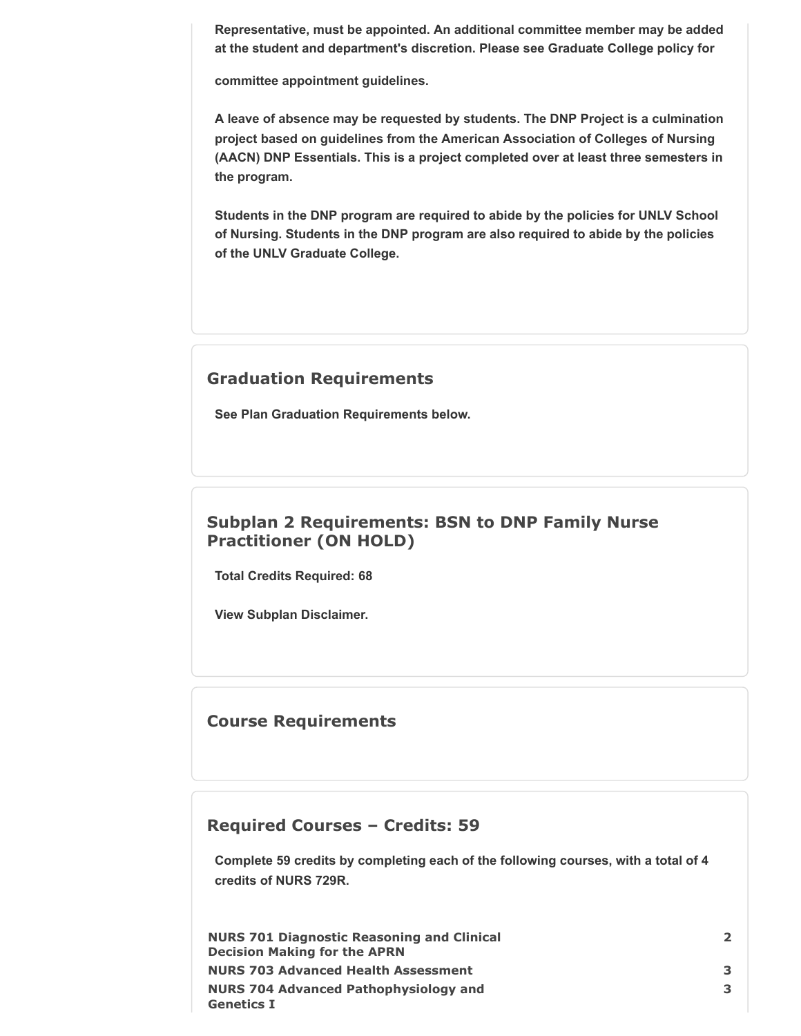**Representative, must be appointed. An additional committee member may be added at the student and department's discretion. Please see Graduate College policy for committee appointment guidelines.**

**A leave of absence may be requested by students. The DNP Project is a culmination project based on guidelines from the American Association of Colleges of Nursing (AACN) DNP Essentials. This is a project completed over at least three semesters in the program.**

**Students in the DNP program are required to abide by the policies for UNLV School of Nursing. Students in the DNP program are also required to abide by the policies of the UNLV Graduate College.**

## Graduation Requirements

**See Plan Graduation Requirements below.**

## Subplan 2 Requirements: BSN to DNP Family Nurse Practitioner (ON HOLD)

**Total Credits Required: 68**

**View Subplan Disclaimer.**

## Course Requirements

## Required Courses – Credits: 59

**Complete 59 credits by completing each of the following courses, with a total of 4 credits of NURS 729R.**

| | |
|---|---|
| **NURS 701 Diagnostic Reasoning and Clinical Decision Making for the APRN** | **2** |
| **NURS 703 Advanced Health Assessment** | **3** |
| **NURS 704 Advanced Pathophysiology and Genetics I** | **3** |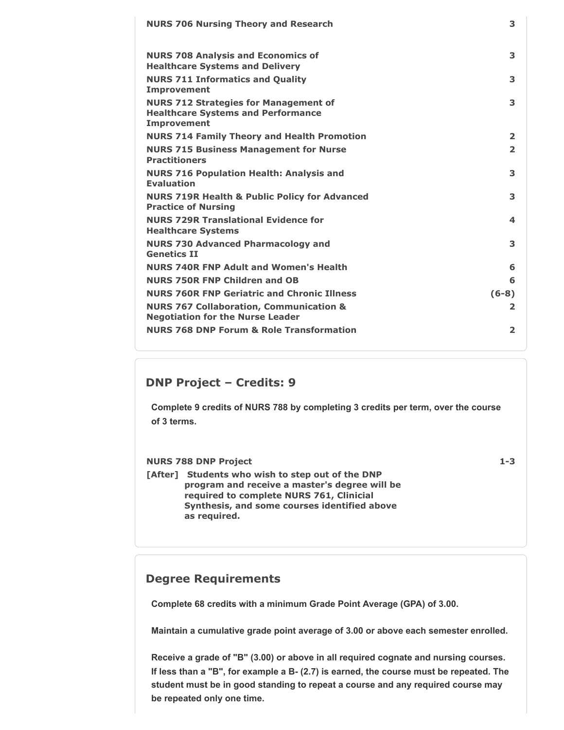| Course | Credits |
|---|---|
| **NURS 706 Nursing Theory and Research** | **3** |
| **NURS 708 Analysis and Economics of Healthcare Systems and Delivery** | **3** |
| **NURS 711 Informatics and Quality Improvement** | **3** |
| **NURS 712 Strategies for Management of Healthcare Systems and Performance Improvement** | **3** |
| **NURS 714 Family Theory and Health Promotion** | **2** |
| **NURS 715 Business Management for Nurse Practitioners** | **2** |
| **NURS 716 Population Health: Analysis and Evaluation** | **3** |
| **NURS 719R Health & Public Policy for Advanced Practice of Nursing** | **3** |
| **NURS 729R Translational Evidence for Healthcare Systems** | **4** |
| **NURS 730 Advanced Pharmacology and Genetics II** | **3** |
| **NURS 740R FNP Adult and Women's Health** | **6** |
| **NURS 750R FNP Children and OB** | **6** |
| **NURS 760R FNP Geriatric and Chronic Illness** | **(6-8)** |
| **NURS 767 Collaboration, Communication & Negotiation for the Nurse Leader** | **2** |
| **NURS 768 DNP Forum & Role Transformation** | **2** |

## DNP Project – Credits: 9

**Complete 9 credits of NURS 788 by completing 3 credits per term, over the course of 3 terms.**

| Course | Credits |
|---|---|
| **NURS 788 DNP Project** | **1-3** |

**[After] Students who wish to step out of the DNP program and receive a master's degree will be required to complete NURS 761, Clinicial Synthesis, and some courses identified above as required.**

## Degree Requirements

**Complete 68 credits with a minimum Grade Point Average (GPA) of 3.00.**

**Maintain a cumulative grade point average of 3.00 or above each semester enrolled.**

**Receive a grade of "B" (3.00) or above in all required cognate and nursing courses. If less than a "B", for example a B- (2.7) is earned, the course must be repeated. The student must be in good standing to repeat a course and any required course may be repeated only one time.**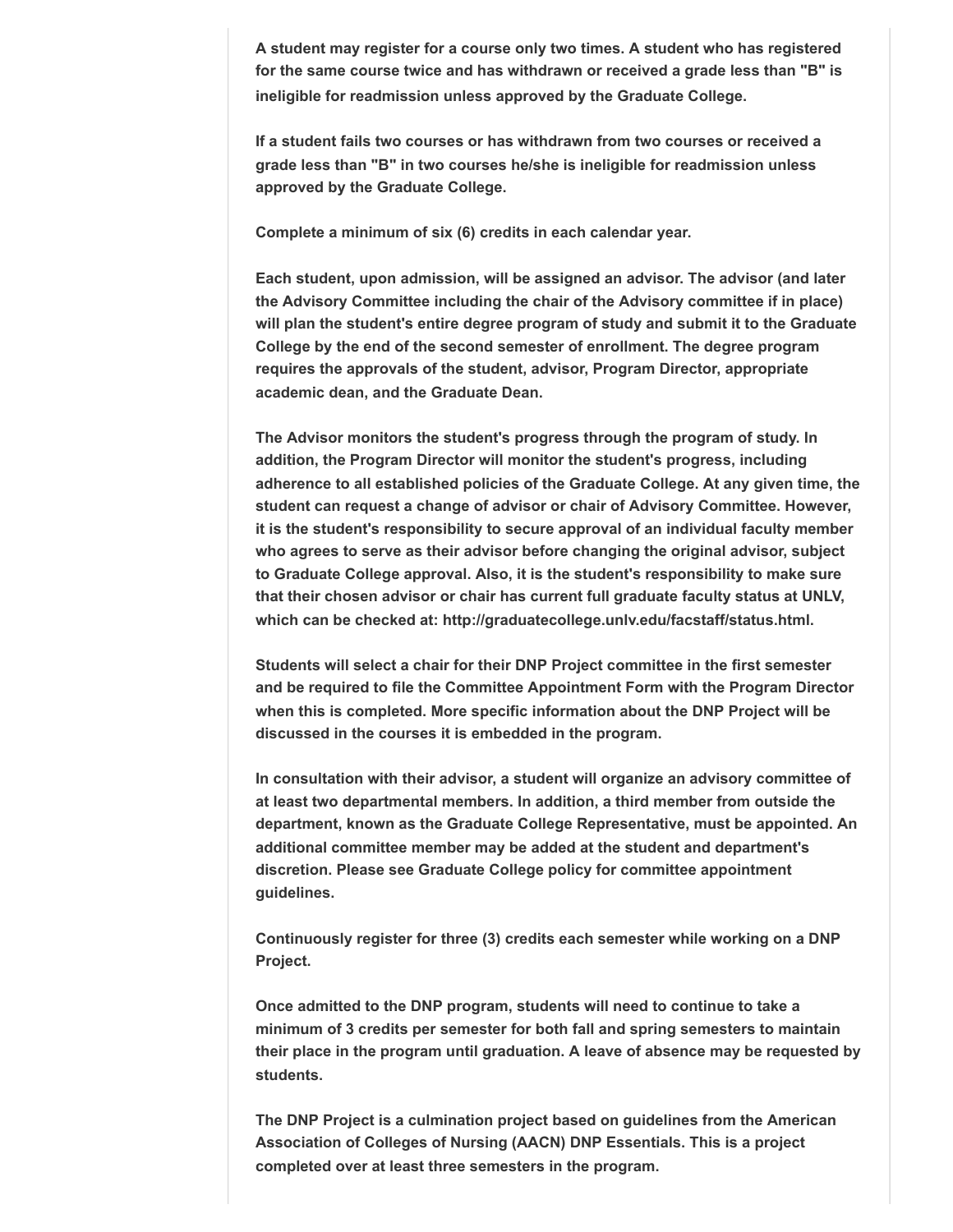**A student may register for a course only two times. A student who has registered for the same course twice and has withdrawn or received a grade less than "B" is ineligible for readmission unless approved by the Graduate College.**

**If a student fails two courses or has withdrawn from two courses or received a grade less than "B" in two courses he/she is ineligible for readmission unless approved by the Graduate College.**

**Complete a minimum of six (6) credits in each calendar year.**

**Each student, upon admission, will be assigned an advisor. The advisor (and later the Advisory Committee including the chair of the Advisory committee if in place) will plan the student's entire degree program of study and submit it to the Graduate College by the end of the second semester of enrollment. The degree program requires the approvals of the student, advisor, Program Director, appropriate academic dean, and the Graduate Dean.**

**The Advisor monitors the student's progress through the program of study. In addition, the Program Director will monitor the student's progress, including adherence to all established policies of the Graduate College. At any given time, the student can request a change of advisor or chair of Advisory Committee. However, it is the student's responsibility to secure approval of an individual faculty member who agrees to serve as their advisor before changing the original advisor, subject to Graduate College approval. Also, it is the student's responsibility to make sure that their chosen advisor or chair has current full graduate faculty status at UNLV, which can be checked at: http://graduatecollege.unlv.edu/facstaff/status.html.**

**Students will select a chair for their DNP Project committee in the first semester and be required to file the Committee Appointment Form with the Program Director when this is completed. More specific information about the DNP Project will be discussed in the courses it is embedded in the program.**

**In consultation with their advisor, a student will organize an advisory committee of at least two departmental members. In addition, a third member from outside the department, known as the Graduate College Representative, must be appointed. An additional committee member may be added at the student and department's discretion. Please see Graduate College policy for committee appointment guidelines.**

**Continuously register for three (3) credits each semester while working on a DNP Project.**

**Once admitted to the DNP program, students will need to continue to take a minimum of 3 credits per semester for both fall and spring semesters to maintain their place in the program until graduation. A leave of absence may be requested by students.**

**The DNP Project is a culmination project based on guidelines from the American Association of Colleges of Nursing (AACN) DNP Essentials. This is a project completed over at least three semesters in the program.**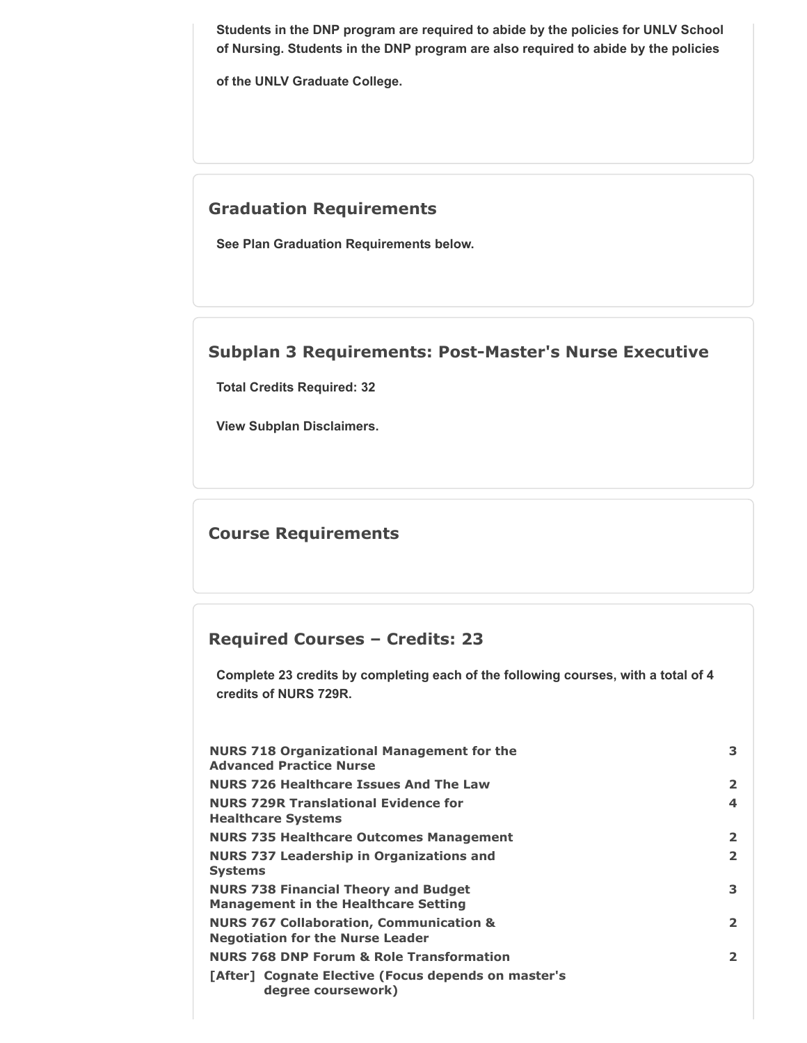Students in the DNP program are required to abide by the policies for UNLV School of Nursing. Students in the DNP program are also required to abide by the policies of the UNLV Graduate College.

## Graduation Requirements

See Plan Graduation Requirements below.

## Subplan 3 Requirements: Post-Master's Nurse Executive

Total Credits Required: 32

View Subplan Disclaimers.

## Course Requirements

## Required Courses – Credits: 23

Complete 23 credits by completing each of the following courses, with a total of 4 credits of NURS 729R.

| Course | Credits |
| --- | --- |
| NURS 718 Organizational Management for the Advanced Practice Nurse | 3 |
| NURS 726 Healthcare Issues And The Law | 2 |
| NURS 729R Translational Evidence for Healthcare Systems | 4 |
| NURS 735 Healthcare Outcomes Management | 2 |
| NURS 737 Leadership in Organizations and Systems | 2 |
| NURS 738 Financial Theory and Budget Management in the Healthcare Setting | 3 |
| NURS 767 Collaboration, Communication & Negotiation for the Nurse Leader | 2 |
| NURS 768 DNP Forum & Role Transformation | 2 |
| [After] Cognate Elective (Focus depends on master's degree coursework) | |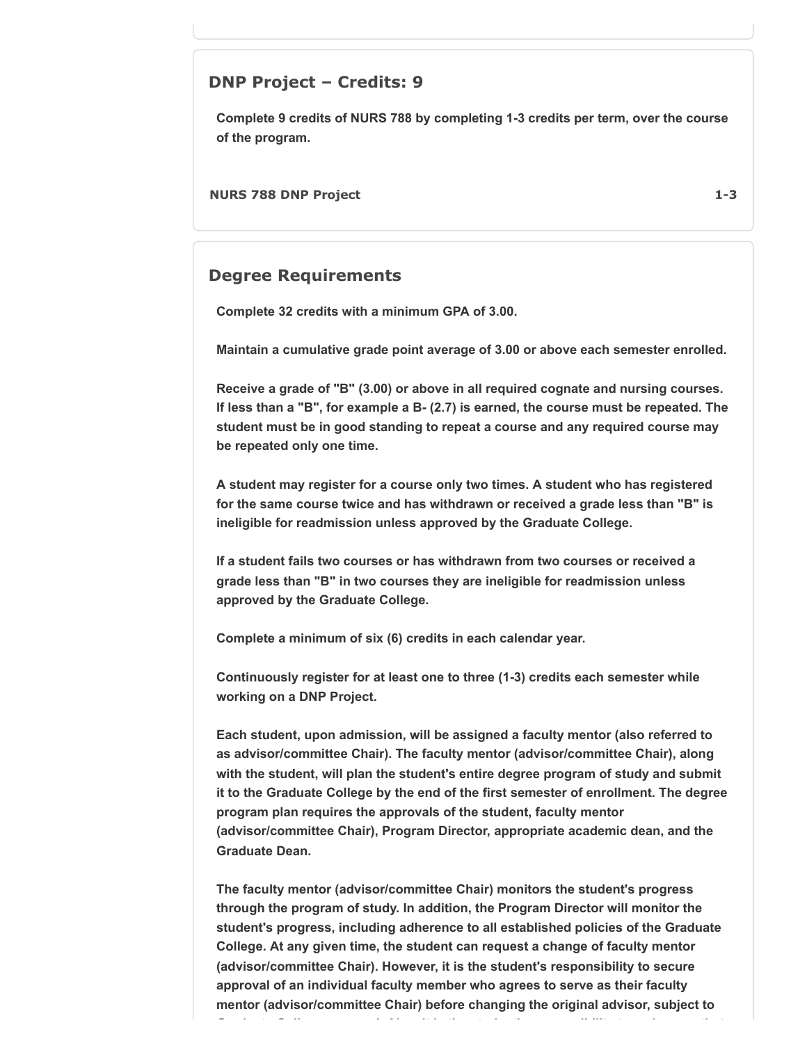## DNP Project – Credits: 9

**Complete 9 credits of NURS 788 by completing 1-3 credits per term, over the course of the program.**

| | |
|---|---|
| **NURS 788 DNP Project** | **1-3** |

## Degree Requirements

**Complete 32 credits with a minimum GPA of 3.00.**

**Maintain a cumulative grade point average of 3.00 or above each semester enrolled.**

**Receive a grade of "B" (3.00) or above in all required cognate and nursing courses. If less than a "B", for example a B- (2.7) is earned, the course must be repeated. The student must be in good standing to repeat a course and any required course may be repeated only one time.**

**A student may register for a course only two times. A student who has registered for the same course twice and has withdrawn or received a grade less than "B" is ineligible for readmission unless approved by the Graduate College.**

**If a student fails two courses or has withdrawn from two courses or received a grade less than "B" in two courses they are ineligible for readmission unless approved by the Graduate College.**

**Complete a minimum of six (6) credits in each calendar year.**

**Continuously register for at least one to three (1-3) credits each semester while working on a DNP Project.**

**Each student, upon admission, will be assigned a faculty mentor (also referred to as advisor/committee Chair). The faculty mentor (advisor/committee Chair), along with the student, will plan the student's entire degree program of study and submit it to the Graduate College by the end of the first semester of enrollment. The degree program plan requires the approvals of the student, faculty mentor (advisor/committee Chair), Program Director, appropriate academic dean, and the Graduate Dean.**

**The faculty mentor (advisor/committee Chair) monitors the student's progress through the program of study. In addition, the Program Director will monitor the student's progress, including adherence to all established policies of the Graduate College. At any given time, the student can request a change of faculty mentor (advisor/committee Chair). However, it is the student's responsibility to secure approval of an individual faculty member who agrees to serve as their faculty mentor (advisor/committee Chair) before changing the original advisor, subject to**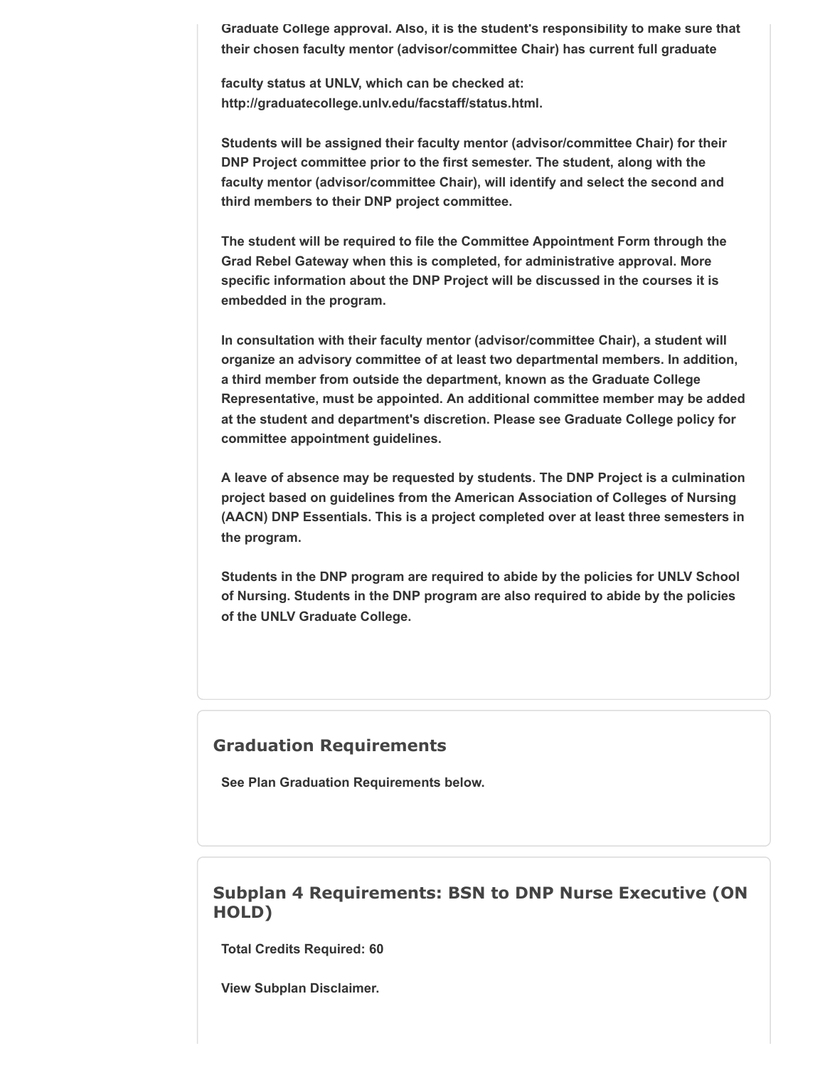**Graduate College approval. Also, it is the student's responsibility to make sure that their chosen faculty mentor (advisor/committee Chair) has current full graduate faculty status at UNLV, which can be checked at: http://graduatecollege.unlv.edu/facstaff/status.html.**

**Students will be assigned their faculty mentor (advisor/committee Chair) for their DNP Project committee prior to the first semester. The student, along with the faculty mentor (advisor/committee Chair), will identify and select the second and third members to their DNP project committee.**

**The student will be required to file the Committee Appointment Form through the Grad Rebel Gateway when this is completed, for administrative approval. More specific information about the DNP Project will be discussed in the courses it is embedded in the program.**

**In consultation with their faculty mentor (advisor/committee Chair), a student will organize an advisory committee of at least two departmental members. In addition, a third member from outside the department, known as the Graduate College Representative, must be appointed. An additional committee member may be added at the student and department's discretion. Please see Graduate College policy for committee appointment guidelines.**

**A leave of absence may be requested by students. The DNP Project is a culmination project based on guidelines from the American Association of Colleges of Nursing (AACN) DNP Essentials. This is a project completed over at least three semesters in the program.**

**Students in the DNP program are required to abide by the policies for UNLV School of Nursing. Students in the DNP program are also required to abide by the policies of the UNLV Graduate College.**

## Graduation Requirements

**See Plan Graduation Requirements below.**

## Subplan 4 Requirements: BSN to DNP Nurse Executive (ON HOLD)

**Total Credits Required: 60**

**View Subplan Disclaimer.**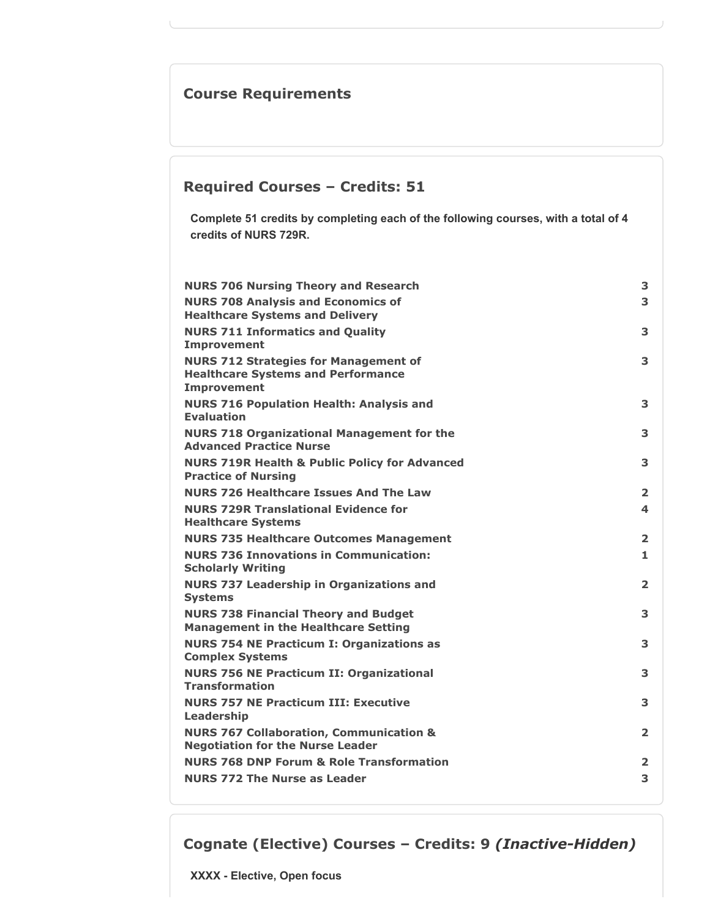## Course Requirements

### Required Courses – Credits: 51

**Complete 51 credits by completing each of the following courses, with a total of 4 credits of NURS 729R.**

| Course | Credits |
|---|---|
| **NURS 706 Nursing Theory and Research** | **3** |
| **NURS 708 Analysis and Economics of Healthcare Systems and Delivery** | **3** |
| **NURS 711 Informatics and Quality Improvement** | **3** |
| **NURS 712 Strategies for Management of Healthcare Systems and Performance Improvement** | **3** |
| **NURS 716 Population Health: Analysis and Evaluation** | **3** |
| **NURS 718 Organizational Management for the Advanced Practice Nurse** | **3** |
| **NURS 719R Health & Public Policy for Advanced Practice of Nursing** | **3** |
| **NURS 726 Healthcare Issues And The Law** | **2** |
| **NURS 729R Translational Evidence for Healthcare Systems** | **4** |
| **NURS 735 Healthcare Outcomes Management** | **2** |
| **NURS 736 Innovations in Communication: Scholarly Writing** | **1** |
| **NURS 737 Leadership in Organizations and Systems** | **2** |
| **NURS 738 Financial Theory and Budget Management in the Healthcare Setting** | **3** |
| **NURS 754 NE Practicum I: Organizations as Complex Systems** | **3** |
| **NURS 756 NE Practicum II: Organizational Transformation** | **3** |
| **NURS 757 NE Practicum III: Executive Leadership** | **3** |
| **NURS 767 Collaboration, Communication & Negotiation for the Nurse Leader** | **2** |
| **NURS 768 DNP Forum & Role Transformation** | **2** |
| **NURS 772 The Nurse as Leader** | **3** |

### Cognate (Elective) Courses – Credits: 9 *(Inactive-Hidden)*

**XXXX - Elective, Open focus**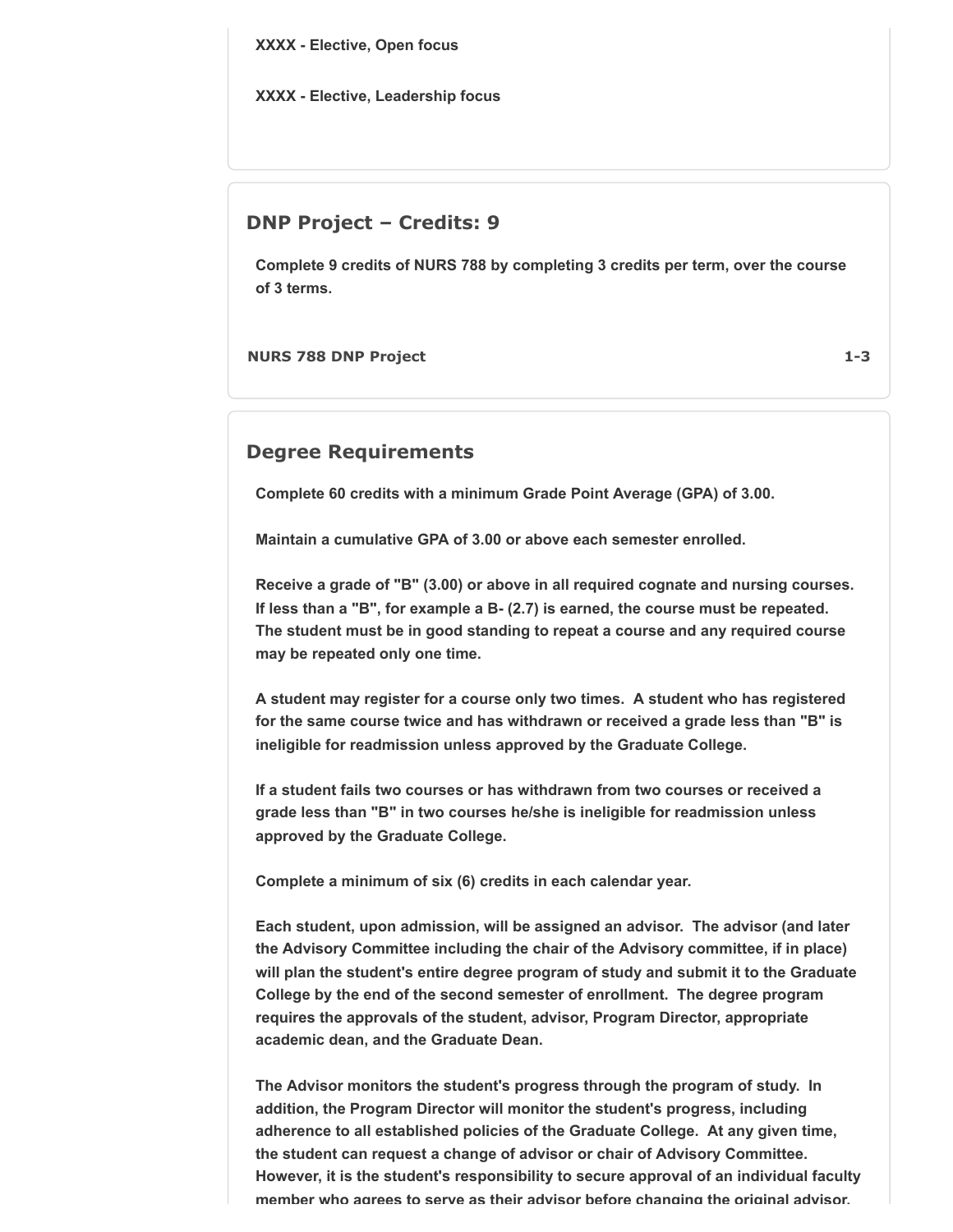**XXXX - Elective, Open focus**

**XXXX - Elective, Leadership focus**

## DNP Project – Credits: 9

**Complete 9 credits of NURS 788 by completing 3 credits per term, over the course of 3 terms.**

| | |
|---|---|
| **NURS 788 DNP Project** | **1-3** |

## Degree Requirements

**Complete 60 credits with a minimum Grade Point Average (GPA) of 3.00.**

**Maintain a cumulative GPA of 3.00 or above each semester enrolled.**

**Receive a grade of "B" (3.00) or above in all required cognate and nursing courses. If less than a "B", for example a B- (2.7) is earned, the course must be repeated. The student must be in good standing to repeat a course and any required course may be repeated only one time.**

**A student may register for a course only two times. A student who has registered for the same course twice and has withdrawn or received a grade less than "B" is ineligible for readmission unless approved by the Graduate College.**

**If a student fails two courses or has withdrawn from two courses or received a grade less than "B" in two courses he/she is ineligible for readmission unless approved by the Graduate College.**

**Complete a minimum of six (6) credits in each calendar year.**

**Each student, upon admission, will be assigned an advisor. The advisor (and later the Advisory Committee including the chair of the Advisory committee, if in place) will plan the student's entire degree program of study and submit it to the Graduate College by the end of the second semester of enrollment. The degree program requires the approvals of the student, advisor, Program Director, appropriate academic dean, and the Graduate Dean.**

**The Advisor monitors the student's progress through the program of study. In addition, the Program Director will monitor the student's progress, including adherence to all established policies of the Graduate College. At any given time, the student can request a change of advisor or chair of Advisory Committee. However, it is the student's responsibility to secure approval of an individual faculty member who agrees to serve as their advisor before changing the original advisor.**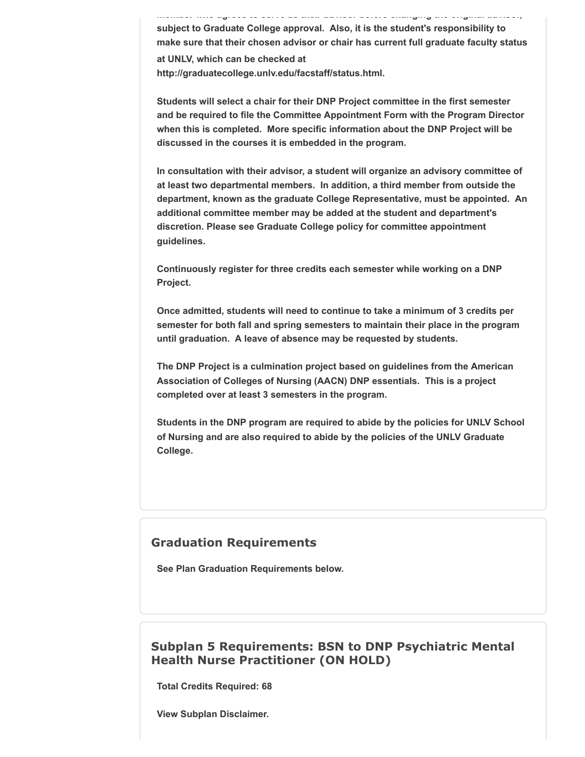member who agrees to serve as their advisor before changing the original advisor, subject to Graduate College approval. Also, it is the student's responsibility to make sure that their chosen advisor or chair has current full graduate faculty status at UNLV, which can be checked at http://graduatecollege.unlv.edu/facstaff/status.html.

Students will select a chair for their DNP Project committee in the first semester and be required to file the Committee Appointment Form with the Program Director when this is completed. More specific information about the DNP Project will be discussed in the courses it is embedded in the program.

In consultation with their advisor, a student will organize an advisory committee of at least two departmental members. In addition, a third member from outside the department, known as the graduate College Representative, must be appointed. An additional committee member may be added at the student and department's discretion. Please see Graduate College policy for committee appointment guidelines.

Continuously register for three credits each semester while working on a DNP Project.

Once admitted, students will need to continue to take a minimum of 3 credits per semester for both fall and spring semesters to maintain their place in the program until graduation. A leave of absence may be requested by students.

The DNP Project is a culmination project based on guidelines from the American Association of Colleges of Nursing (AACN) DNP essentials. This is a project completed over at least 3 semesters in the program.

Students in the DNP program are required to abide by the policies for UNLV School of Nursing and are also required to abide by the policies of the UNLV Graduate College.

## Graduation Requirements

See Plan Graduation Requirements below.

## Subplan 5 Requirements: BSN to DNP Psychiatric Mental Health Nurse Practitioner (ON HOLD)

Total Credits Required: 68

View Subplan Disclaimer.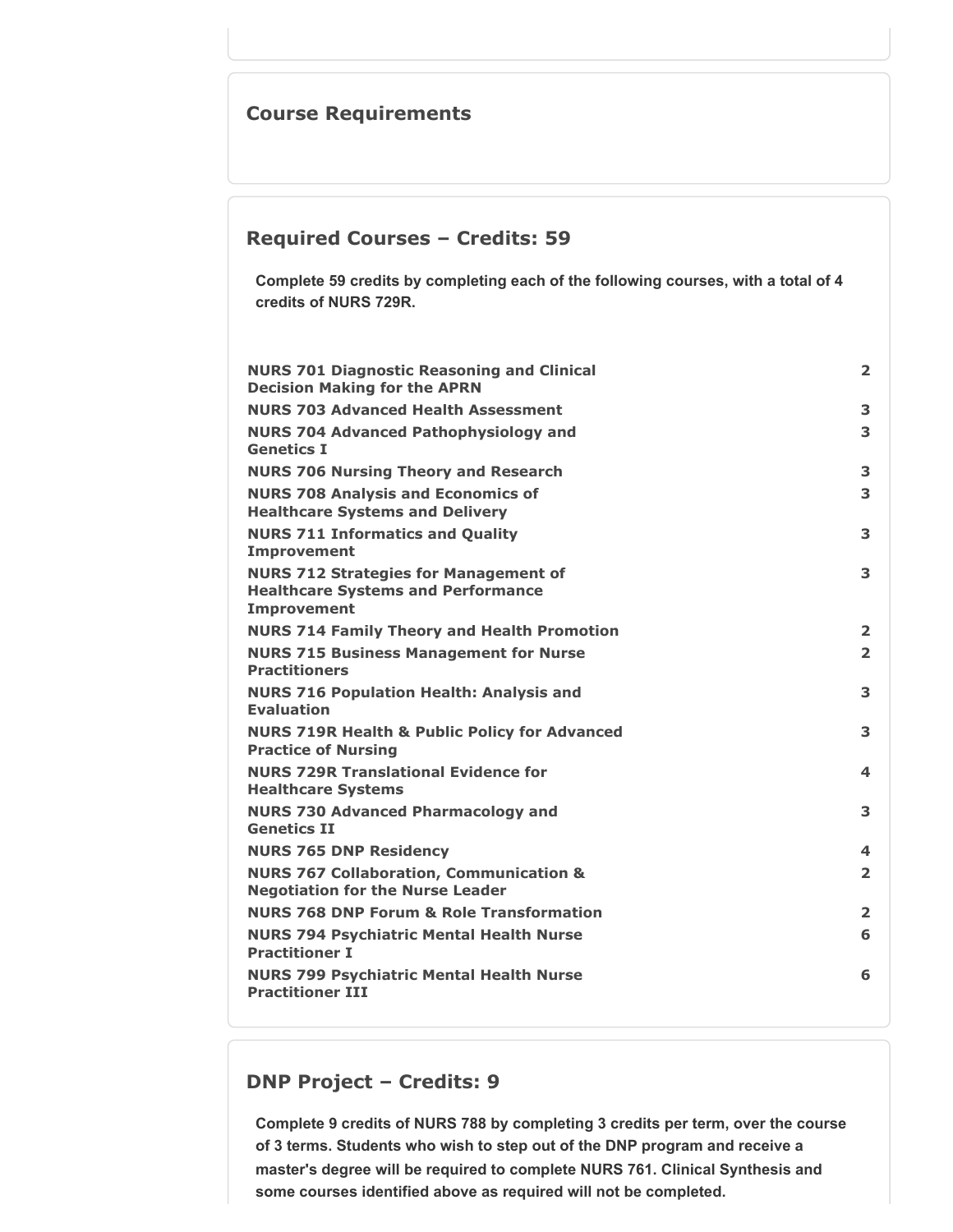## Course Requirements

## Required Courses – Credits: 59

**Complete 59 credits by completing each of the following courses, with a total of 4 credits of NURS 729R.**

| Course | Credits |
|---|---|
| **NURS 701 Diagnostic Reasoning and Clinical Decision Making for the APRN** | **2** |
| **NURS 703 Advanced Health Assessment** | **3** |
| **NURS 704 Advanced Pathophysiology and Genetics I** | **3** |
| **NURS 706 Nursing Theory and Research** | **3** |
| **NURS 708 Analysis and Economics of Healthcare Systems and Delivery** | **3** |
| **NURS 711 Informatics and Quality Improvement** | **3** |
| **NURS 712 Strategies for Management of Healthcare Systems and Performance Improvement** | **3** |
| **NURS 714 Family Theory and Health Promotion** | **2** |
| **NURS 715 Business Management for Nurse Practitioners** | **2** |
| **NURS 716 Population Health: Analysis and Evaluation** | **3** |
| **NURS 719R Health & Public Policy for Advanced Practice of Nursing** | **3** |
| **NURS 729R Translational Evidence for Healthcare Systems** | **4** |
| **NURS 730 Advanced Pharmacology and Genetics II** | **3** |
| **NURS 765 DNP Residency** | **4** |
| **NURS 767 Collaboration, Communication & Negotiation for the Nurse Leader** | **2** |
| **NURS 768 DNP Forum & Role Transformation** | **2** |
| **NURS 794 Psychiatric Mental Health Nurse Practitioner I** | **6** |
| **NURS 799 Psychiatric Mental Health Nurse Practitioner III** | **6** |

## DNP Project – Credits: 9

**Complete 9 credits of NURS 788 by completing 3 credits per term, over the course of 3 terms. Students who wish to step out of the DNP program and receive a master's degree will be required to complete NURS 761. Clinical Synthesis and some courses identified above as required will not be completed.**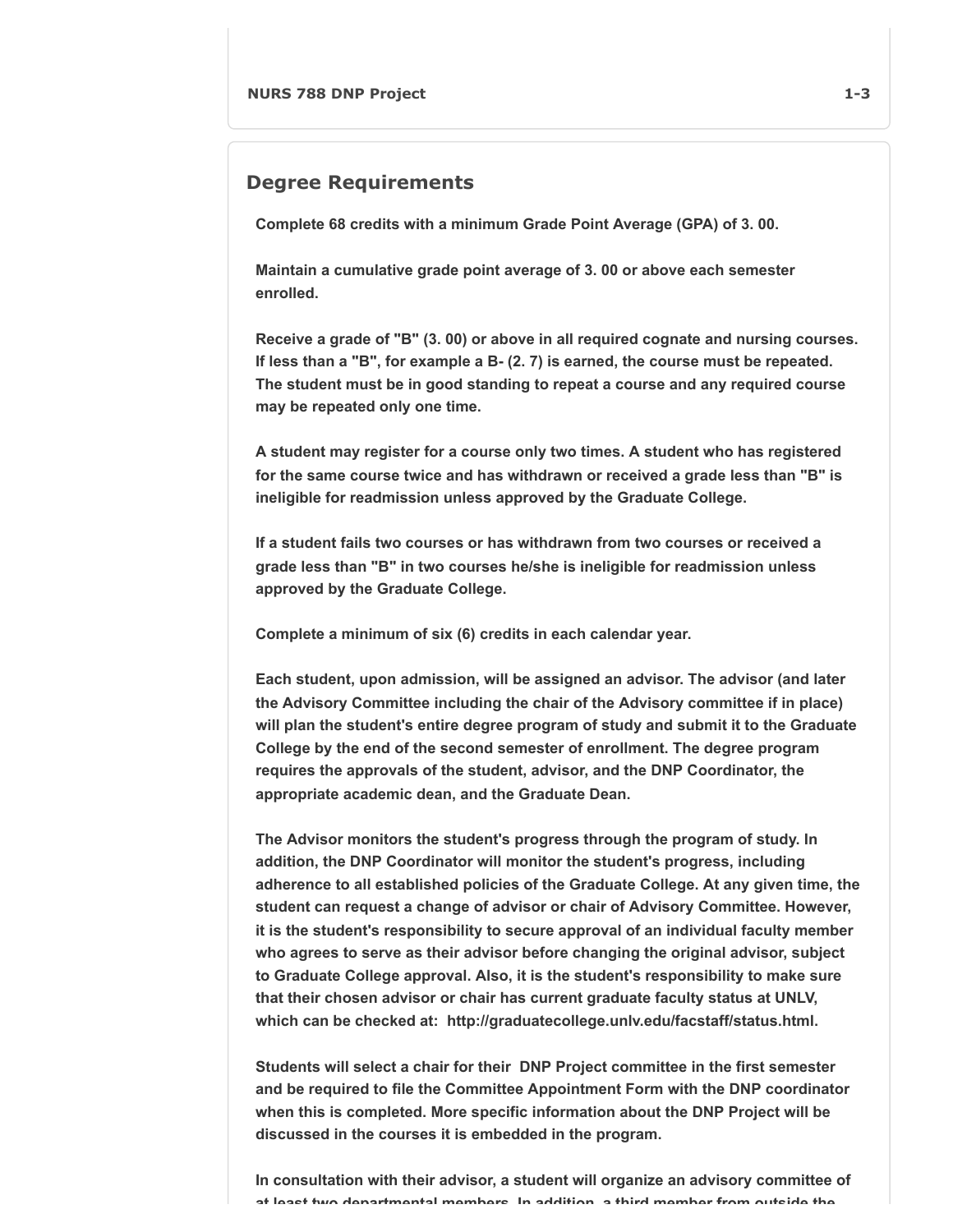| NURS 788 DNP Project | 1-3 |
| --- | --- |

## Degree Requirements

**Complete 68 credits with a minimum Grade Point Average (GPA) of 3. 00.**

**Maintain a cumulative grade point average of 3. 00 or above each semester enrolled.**

**Receive a grade of "B" (3. 00) or above in all required cognate and nursing courses. If less than a "B", for example a B- (2. 7) is earned, the course must be repeated. The student must be in good standing to repeat a course and any required course may be repeated only one time.**

**A student may register for a course only two times. A student who has registered for the same course twice and has withdrawn or received a grade less than "B" is ineligible for readmission unless approved by the Graduate College.**

**If a student fails two courses or has withdrawn from two courses or received a grade less than "B" in two courses he/she is ineligible for readmission unless approved by the Graduate College.**

**Complete a minimum of six (6) credits in each calendar year.**

**Each student, upon admission, will be assigned an advisor. The advisor (and later the Advisory Committee including the chair of the Advisory committee if in place) will plan the student's entire degree program of study and submit it to the Graduate College by the end of the second semester of enrollment. The degree program requires the approvals of the student, advisor, and the DNP Coordinator, the appropriate academic dean, and the Graduate Dean.**

**The Advisor monitors the student's progress through the program of study. In addition, the DNP Coordinator will monitor the student's progress, including adherence to all established policies of the Graduate College. At any given time, the student can request a change of advisor or chair of Advisory Committee. However, it is the student's responsibility to secure approval of an individual faculty member who agrees to serve as their advisor before changing the original advisor, subject to Graduate College approval. Also, it is the student's responsibility to make sure that their chosen advisor or chair has current graduate faculty status at UNLV, which can be checked at: http://graduatecollege.unlv.edu/facstaff/status.html.**

**Students will select a chair for their DNP Project committee in the first semester and be required to file the Committee Appointment Form with the DNP coordinator when this is completed. More specific information about the DNP Project will be discussed in the courses it is embedded in the program.**

**In consultation with their advisor, a student will organize an advisory committee of at least two departmental members. In addition, a third member from outside the**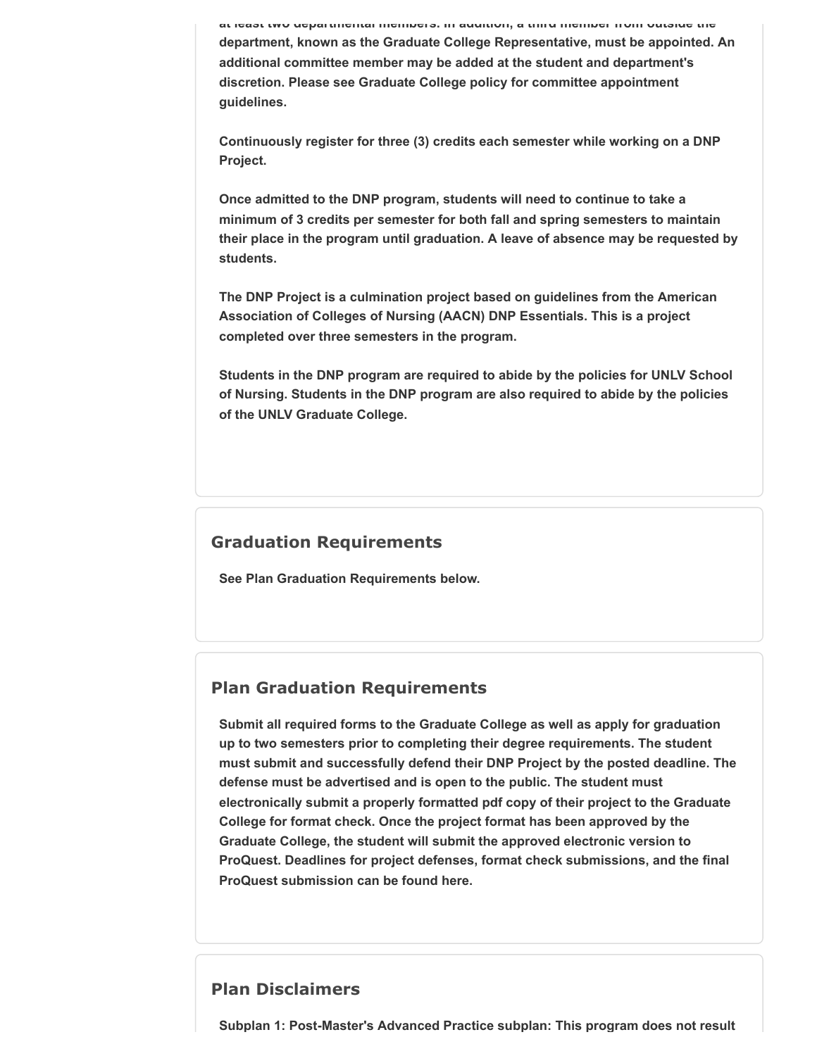at least two departmental members. In addition, a third member from outside the department, known as the Graduate College Representative, must be appointed. An additional committee member may be added at the student and department's discretion. Please see Graduate College policy for committee appointment guidelines.

Continuously register for three (3) credits each semester while working on a DNP Project.

Once admitted to the DNP program, students will need to continue to take a minimum of 3 credits per semester for both fall and spring semesters to maintain their place in the program until graduation. A leave of absence may be requested by students.

The DNP Project is a culmination project based on guidelines from the American Association of Colleges of Nursing (AACN) DNP Essentials. This is a project completed over three semesters in the program.

Students in the DNP program are required to abide by the policies for UNLV School of Nursing. Students in the DNP program are also required to abide by the policies of the UNLV Graduate College.

## Graduation Requirements

See Plan Graduation Requirements below.

## Plan Graduation Requirements

Submit all required forms to the Graduate College as well as apply for graduation up to two semesters prior to completing their degree requirements. The student must submit and successfully defend their DNP Project by the posted deadline. The defense must be advertised and is open to the public. The student must electronically submit a properly formatted pdf copy of their project to the Graduate College for format check. Once the project format has been approved by the Graduate College, the student will submit the approved electronic version to ProQuest. Deadlines for project defenses, format check submissions, and the final ProQuest submission can be found here.

## Plan Disclaimers

Subplan 1: Post-Master's Advanced Practice subplan: This program does not result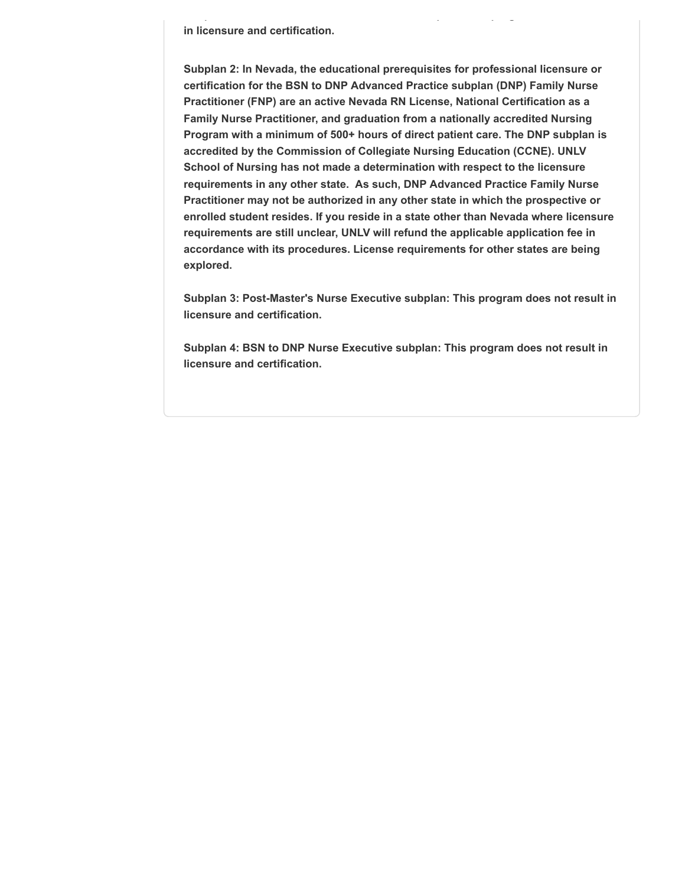**in licensure and certification.**

**Subplan 2: In Nevada, the educational prerequisites for professional licensure or certification for the BSN to DNP Advanced Practice subplan (DNP) Family Nurse Practitioner (FNP) are an active Nevada RN License, National Certification as a Family Nurse Practitioner, and graduation from a nationally accredited Nursing Program with a minimum of 500+ hours of direct patient care. The DNP subplan is accredited by the Commission of Collegiate Nursing Education (CCNE). UNLV School of Nursing has not made a determination with respect to the licensure requirements in any other state.  As such, DNP Advanced Practice Family Nurse Practitioner may not be authorized in any other state in which the prospective or enrolled student resides. If you reside in a state other than Nevada where licensure requirements are still unclear, UNLV will refund the applicable application fee in accordance with its procedures. License requirements for other states are being explored.**

**Subplan 3: Post-Master's Nurse Executive subplan: This program does not result in licensure and certification.**

**Subplan 4: BSN to DNP Nurse Executive subplan: This program does not result in licensure and certification.**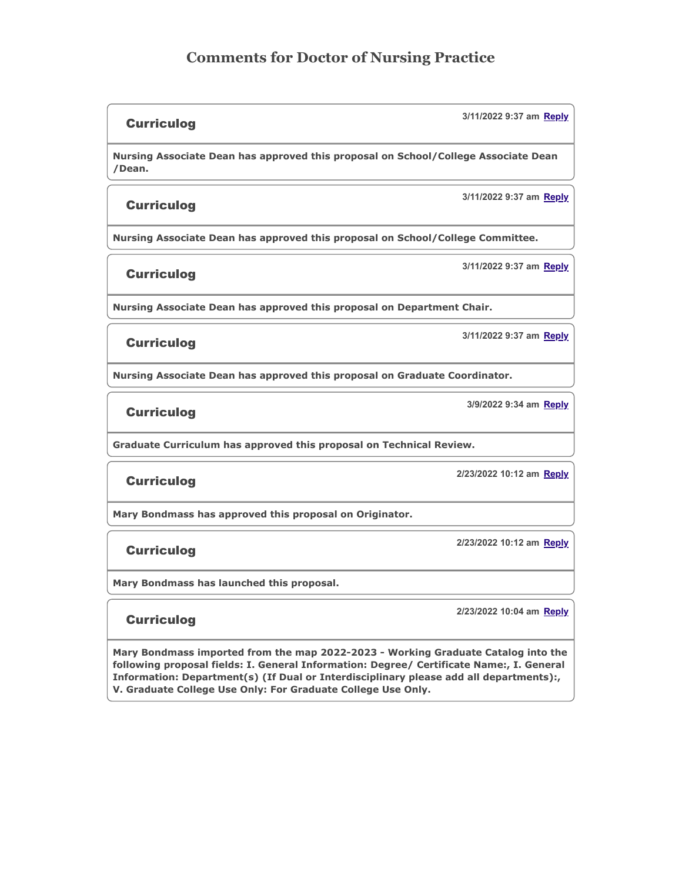# Comments for Doctor of Nursing Practice

**Curriculog** 3/11/2022 9:37 am Reply

**Nursing Associate Dean has approved this proposal on School/College Associate Dean /Dean.**

**Curriculog** 3/11/2022 9:37 am Reply

**Nursing Associate Dean has approved this proposal on School/College Committee.**

**Curriculog** 3/11/2022 9:37 am Reply

**Nursing Associate Dean has approved this proposal on Department Chair.**

**Curriculog** 3/11/2022 9:37 am Reply

**Nursing Associate Dean has approved this proposal on Graduate Coordinator.**

**Curriculog** 3/9/2022 9:34 am Reply

**Graduate Curriculum has approved this proposal on Technical Review.**

**Curriculog** 2/23/2022 10:12 am Reply

**Mary Bondmass has approved this proposal on Originator.**

**Curriculog** 2/23/2022 10:12 am Reply

**Mary Bondmass has launched this proposal.**

**Curriculog** 2/23/2022 10:04 am Reply

**Mary Bondmass imported from the map 2022-2023 - Working Graduate Catalog into the following proposal fields: I. General Information: Degree/ Certificate Name:, I. General Information: Department(s) (If Dual or Interdisciplinary please add all departments):, V. Graduate College Use Only: For Graduate College Use Only.**